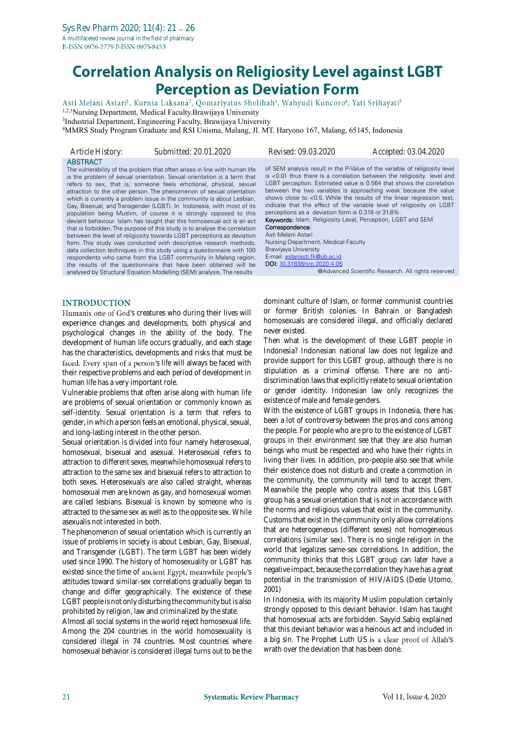# Correlation Analysis on Religiosity Level against LGBT Perception as Deviation Form

Asti Melani Astari[1], Kurnia Laksana[2], Qomariyatus Sholihah[3], Wahyudi Kuncoro[4], Yati Srihayati[5]

[1,2,5]Nursing Department, Medical Faculty.Brawijaya University

[3]Industrial Department, Engineering Faculty, Brawijaya University

[4]MMRS Study Program Graduate and RSI Unisma, Malang, Jl. MT. Haryono 167, Malang, 65145, Indonesia

Article History: Submitted: 20.01.2020 Revised: 09.03.2020 Accepted: 03.04.2020

## ABSTRACT

The vulnerability of the problem that often arises in line with human life is the problem of sexual orientation. Sexual orientation is a term that refers to sex, that is, someone feels emotional, physical, sexual attraction to the other person. The phenomenon of sexual orientation which is currently a problem issue in the community is about Lesbian, Gay, Bisexual, and Transgender (LGBT). In Indonesia, with most of its population being Muslim, of course it is strongly opposed to this deviant behaviour. Islam has taught that this homosexual act is an act that is forbidden. The purpose of this study is to analyse the correlation between the level of religiosity towards LGBT perceptions as deviation form. This study was conducted with descriptive research methods, data collection techniques in this study using a questionnaire with 100 respondents who came from the LGBT community in Malang region. the results of the questionnaire that have been obtained will be analysed by Structural Equation Modelling (SEM) analysis. The results of SEM analysis result in the P-Value of the variable of religiosity level is <0.01 thus there is a correlation between the religiosity level and LGBT perception. Estimated value is 0.564 that shows the correlation between the two variables is approaching weak because the value shows close to <0.5. While the results of the linear regression test, indicate that the effect of the variable level of religiosity on LGBT perceptions as a deviation form is 0.318 or 31.8%.

**Keywords:** Islam, Religiosity Level, Perception, LGBT and SEM

**Correspondence**:
Asti Melani Astari
Nursing Department, Medical Faculty
Brawijaya University
E-mail: astariasti.fk@ub.ac.id
DOI: 10.31838/srp.2020.4.05

@Advanced Scientific Research. All rights reserved

## INTRODUCTION

Humanis one of God's creatures who during their lives will experience changes and developments, both physical and psychological changes in the ability of the body. The development of human life occurs gradually, and each stage has the characteristics, developments and risks that must be faced. Every span of a person's life will always be faced with their respective problems and each period of development in human life has a very important role.

Vulnerable problems that often arise along with human life are problems of sexual orientation or commonly known as self-identity. Sexual orientation is a term that refers to gender, in which a person feels an emotional, physical, sexual, and long-lasting interest in the other person.

Sexual orientation is divided into four namely heterosexual, homosexual, bisexual and asexual. Heterosexual refers to attraction to different sexes, meanwhile homosexual refers to attraction to the same sex and bisexual refers to attraction to both sexes. Heterosexuals are also called straight, whereas homosexual men are known as gay, and homosexual women are called lesbians. Bisexual is known by someone who is attracted to the same sex as well as to the opposite sex. While asexualis not interested in both.

The phenomenon of sexual orientation which is currently an issue of problems in society is about Lesbian, Gay, Bisexual, and Transgender (LGBT). The term LGBT has been widely used since 1990. The history of homosexuality or LGBT has existed since the time of ancient Egypt, meanwhile people's attitudes toward similar-sex correlations gradually began to change and differ geographically. The existence of these LGBT people is not only disturbing the community but is also prohibited by religion, law and criminalized by the state.

Almost all social systems in the world reject homosexual life. Among the 204 countries in the world homosexuality is considered illegal in 74 countries. Most countries where homosexual behavior is considered illegal turns out to be the dominant culture of Islam, or former communist countries or former British colonies. In Bahrain or Bangladesh homosexuals are considered illegal, and officially declared never existed.

Then what is the development of these LGBT people in Indonesia? Indonesian national law does not legalize and provide support for this LGBT group, although there is no stipulation as a criminal offense. There are no anti-discrimination laws that explicitly relate to sexual orientation or gender identity. Indonesian law only recognizes the existence of male and female genders.

With the existence of LGBT groups in Indonesia, there has been a lot of controversy between the pros and cons among the people. For people who are pro to the existence of LGBT groups in their environment see that they are also human beings who must be respected and who have their rights in living their lives. In addition, pro-people also see that while their existence does not disturb and create a commotion in the community, the community will tend to accept them. Meanwhile the people who contra assess that this LGBT group has a sexual orientation that is not in accordance with the norms and religious values that exist in the community. Customs that exist in the community only allow correlations that are heterogeneous (different sexes) not homogeneous correlations (similar sex). There is no single religion in the world that legalizes same-sex correlations. In addition, the community thinks that this LGBT group can later have a negative impact, because the correlation they have has a great potential in the transmission of HIV/AIDS (Dede Utomo, 2001)

In Indonesia, with its majority Muslim population certainly strongly opposed to this deviant behavior. Islam has taught that homosexual acts are forbidden. Sayyid Sabiq explained that this deviant behavior was a heinous act and included in a big sin. The Prophet Luth US is a clear proof of Allah's wrath over the deviation that has been done.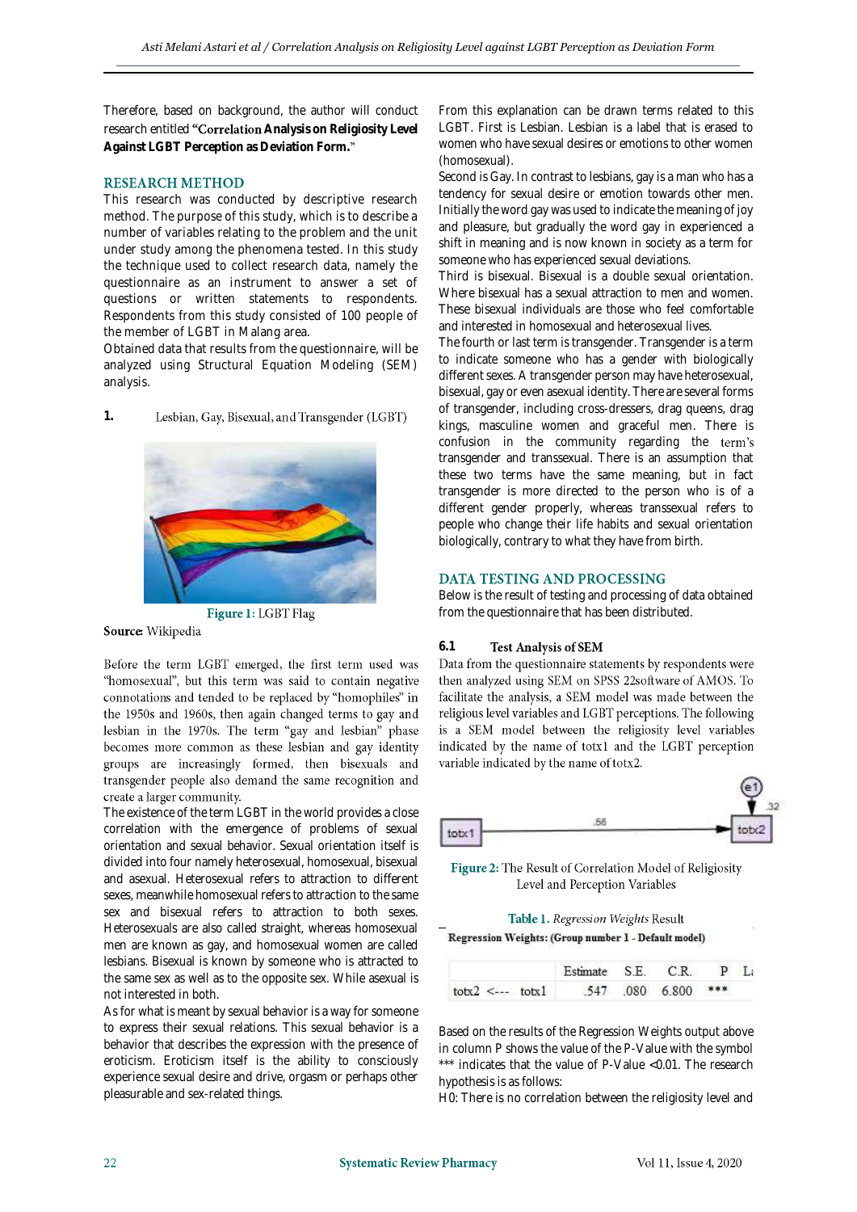Therefore, based on background, the author will conduct research entitled **"Correlation Analysis on Religiosity Level Against LGBT Perception as Deviation Form."**

## RESEARCH METHOD

This research was conducted by descriptive research method. The purpose of this study, which is to describe a number of variables relating to the problem and the unit under study among the phenomena tested. In this study the technique used to collect research data, namely the questionnaire as an instrument to answer a set of questions or written statements to respondents. Respondents from this study consisted of 100 people of the member of LGBT in Malang area.

Obtained data that results from the questionnaire, will be analyzed using Structural Equation Modeling (SEM) analysis.

### 1. Lesbian, Gay, Bisexual, and Transgender (LGBT)

Figure 1: LGBT Flag

**Source:** Wikipedia

Before the term LGBT emerged, the first term used was "homosexual", but this term was said to contain negative connotations and tended to be replaced by "homophiles" in the 1950s and 1960s, then again changed terms to gay and lesbian in the 1970s. The term "gay and lesbian" phase becomes more common as these lesbian and gay identity groups are increasingly formed, then bisexuals and transgender people also demand the same recognition and create a larger community.

The existence of the term LGBT in the world provides a close correlation with the emergence of problems of sexual orientation and sexual behavior. Sexual orientation itself is divided into four namely heterosexual, homosexual, bisexual and asexual. Heterosexual refers to attraction to different sexes, meanwhile homosexual refers to attraction to the same sex and bisexual refers to attraction to both sexes. Heterosexuals are also called straight, whereas homosexual men are known as gay, and homosexual women are called lesbians. Bisexual is known by someone who is attracted to the same sex as well as to the opposite sex. While asexual is not interested in both.

As for what is meant by sexual behavior is a way for someone to express their sexual relations. This sexual behavior is a behavior that describes the expression with the presence of eroticism. Eroticism itself is the ability to consciously experience sexual desire and drive, orgasm or perhaps other pleasurable and sex-related things.

From this explanation can be drawn terms related to this LGBT. First is Lesbian. Lesbian is a label that is erased to women who have sexual desires or emotions to other women (homosexual).

Second is Gay. In contrast to lesbians, gay is a man who has a tendency for sexual desire or emotion towards other men. Initially the word gay was used to indicate the meaning of joy and pleasure, but gradually the word gay in experienced a shift in meaning and is now known in society as a term for someone who has experienced sexual deviations.

Third is bisexual. Bisexual is a double sexual orientation. Where bisexual has a sexual attraction to men and women. These bisexual individuals are those who feel comfortable and interested in homosexual and heterosexual lives.

The fourth or last term is transgender. Transgender is a term to indicate someone who has a gender with biologically different sexes. A transgender person may have heterosexual, bisexual, gay or even asexual identity. There are several forms of transgender, including cross-dressers, drag queens, drag kings, masculine women and graceful men. There is confusion in the community regarding the term's transgender and transsexual. There is an assumption that these two terms have the same meaning, but in fact transgender is more directed to the person who is of a different gender properly, whereas transsexual refers to people who change their life habits and sexual orientation biologically, contrary to what they have from birth.

## DATA TESTING AND PROCESSING

Below is the result of testing and processing of data obtained from the questionnaire that has been distributed.

### 6.1 Test Analysis of SEM

Data from the questionnaire statements by respondents were then analyzed using SEM on SPSS 22software of AMOS. To facilitate the analysis, a SEM model was made between the religious level variables and LGBT perceptions. The following is a SEM model between the religiosity level variables indicated by the name of totx1 and the LGBT perception variable indicated by the name of totx2.

Figure 2: The Result of Correlation Model of Religiosity Level and Perception Variables

Table 1. *Regression Weights* Result

**Regression Weights: (Group number 1 - Default model)**

| | Estimate | S.E. | C.R. | P | La |
|---|---|---|---|---|---|
| totx2 <--- totx1 | .547 | .080 | 6.800 | *** | |

Based on the results of the Regression Weights output above in column P shows the value of the P-Value with the symbol *** indicates that the value of P-Value <0.01. The research hypothesis is as follows:

H0: There is no correlation between the religiosity level and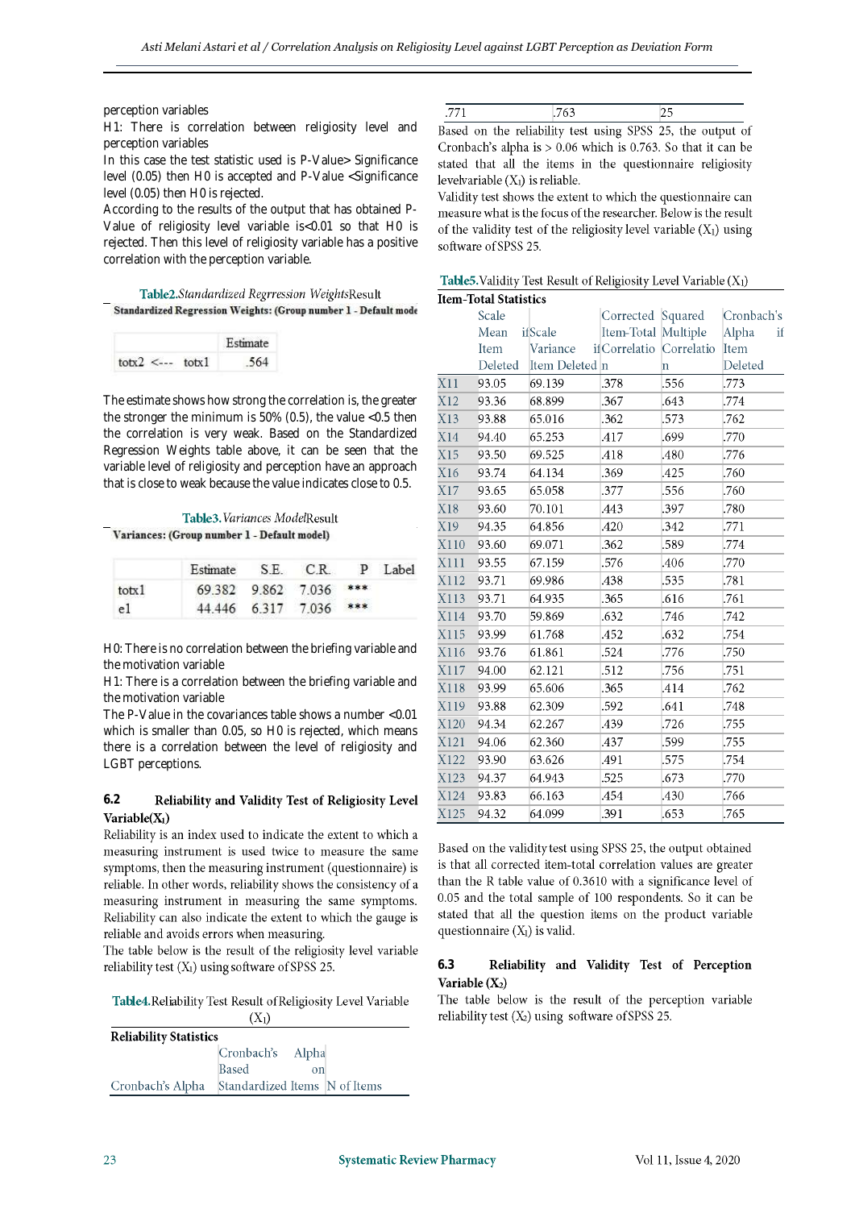perception variables

H1: There is correlation between religiosity level and perception variables

In this case the test statistic used is P-Value> Significance level (0.05) then H0 is accepted and P-Value <Significance level (0.05) then H0 is rejected.

According to the results of the output that has obtained P-Value of religiosity level variable is<0.01 so that H0 is rejected. Then this level of religiosity variable has a positive correlation with the perception variable.

**Table2.** *Standardized Regrression Weights*Result

**Standardized Regression Weights: (Group number 1 - Default mode**

| | Estimate |
|---|---|
| totx2 <--- totx1 | .564 |

The estimate shows how strong the correlation is, the greater the stronger the minimum is 50% (0.5), the value <0.5 then the correlation is very weak. Based on the Standardized Regression Weights table above, it can be seen that the variable level of religiosity and perception have an approach that is close to weak because the value indicates close to 0.5.

**Table3.** *Variances Model*Result

**Variances: (Group number 1 - Default model)**

| | Estimate | S.E. | C.R. | P | Label |
|---|---|---|---|---|---|
| totx1 | 69.382 | 9.862 | 7.036 | *** | |
| e1 | 44.446 | 6.317 | 7.036 | *** | |

H0: There is no correlation between the briefing variable and the motivation variable

H1: There is a correlation between the briefing variable and the motivation variable

The P-Value in the covariances table shows a number <0.01 which is smaller than 0.05, so H0 is rejected, which means there is a correlation between the level of religiosity and LGBT perceptions.

### 6.2 Reliability and Validity Test of Religiosity Level Variable($X_1$)

Reliability is an index used to indicate the extent to which a measuring instrument is used twice to measure the same symptoms, then the measuring instrument (questionnaire) is reliable. In other words, reliability shows the consistency of a measuring instrument in measuring the same symptoms. Reliability can also indicate the extent to which the gauge is reliable and avoids errors when measuring.

The table below is the result of the religiosity level variable reliability test ($X_1$) using software of SPSS 25.

**Table4.** Reliability Test Result of Religiosity Level Variable ($X_1$)

**Reliability Statistics**

| Cronbach's Alpha | Cronbach's Alpha Based on Standardized Items | N of Items |
|---|---|---|
| .771 | .763 | 25 |

Based on the reliability test using SPSS 25, the output of Cronbach's alpha is > 0.06 which is 0.763. So that it can be stated that all the items in the questionnaire religiosity levelvariable ($X_1$) is reliable.

Validity test shows the extent to which the questionnaire can measure what is the focus of the researcher. Below is the result of the validity test of the religiosity level variable ($X_1$) using software of SPSS 25.

**Table5.** Validity Test Result of Religiosity Level Variable ($X_1$)

**Item-Total Statistics**

| | Scale Mean if Item Deleted | Scale Variance if Item Deleted | Corrected Item-Total Correlation | Squared Multiple Correlation | Cronbach's Alpha if Item Deleted |
|---|---|---|---|---|---|
| X11 | 93.05 | 69.139 | .378 | .556 | .773 |
| X12 | 93.36 | 68.899 | .367 | .643 | .774 |
| X13 | 93.88 | 65.016 | .362 | .573 | .762 |
| X14 | 94.40 | 65.253 | .417 | .699 | .770 |
| X15 | 93.50 | 69.525 | .418 | .480 | .776 |
| X16 | 93.74 | 64.134 | .369 | .425 | .760 |
| X17 | 93.65 | 65.058 | .377 | .556 | .760 |
| X18 | 93.60 | 70.101 | .443 | .397 | .780 |
| X19 | 94.35 | 64.856 | .420 | .342 | .771 |
| X110 | 93.60 | 69.071 | .362 | .589 | .774 |
| X111 | 93.55 | 67.159 | .576 | .406 | .770 |
| X112 | 93.71 | 69.986 | .438 | .535 | .781 |
| X113 | 93.71 | 64.935 | .365 | .616 | .761 |
| X114 | 93.70 | 59.869 | .632 | .746 | .742 |
| X115 | 93.99 | 61.768 | .452 | .632 | .754 |
| X116 | 93.76 | 61.861 | .524 | .776 | .750 |
| X117 | 94.00 | 62.121 | .512 | .756 | .751 |
| X118 | 93.99 | 65.606 | .365 | .414 | .762 |
| X119 | 93.88 | 62.309 | .592 | .641 | .748 |
| X120 | 94.34 | 62.267 | .439 | .726 | .755 |
| X121 | 94.06 | 62.360 | .437 | .599 | .755 |
| X122 | 93.90 | 63.626 | .491 | .575 | .754 |
| X123 | 94.37 | 64.943 | .525 | .673 | .770 |
| X124 | 93.83 | 66.163 | .454 | .430 | .766 |
| X125 | 94.32 | 64.099 | .391 | .653 | .765 |

Based on the validity test using SPSS 25, the output obtained is that all corrected item-total correlation values are greater than the R table value of 0.3610 with a significance level of 0.05 and the total sample of 100 respondents. So it can be stated that all the question items on the product variable questionnaire ($X_1$) is valid.

### 6.3 Reliability and Validity Test of Perception Variable ($X_2$)

The table below is the result of the perception variable reliability test ($X_2$) using software of SPSS 25.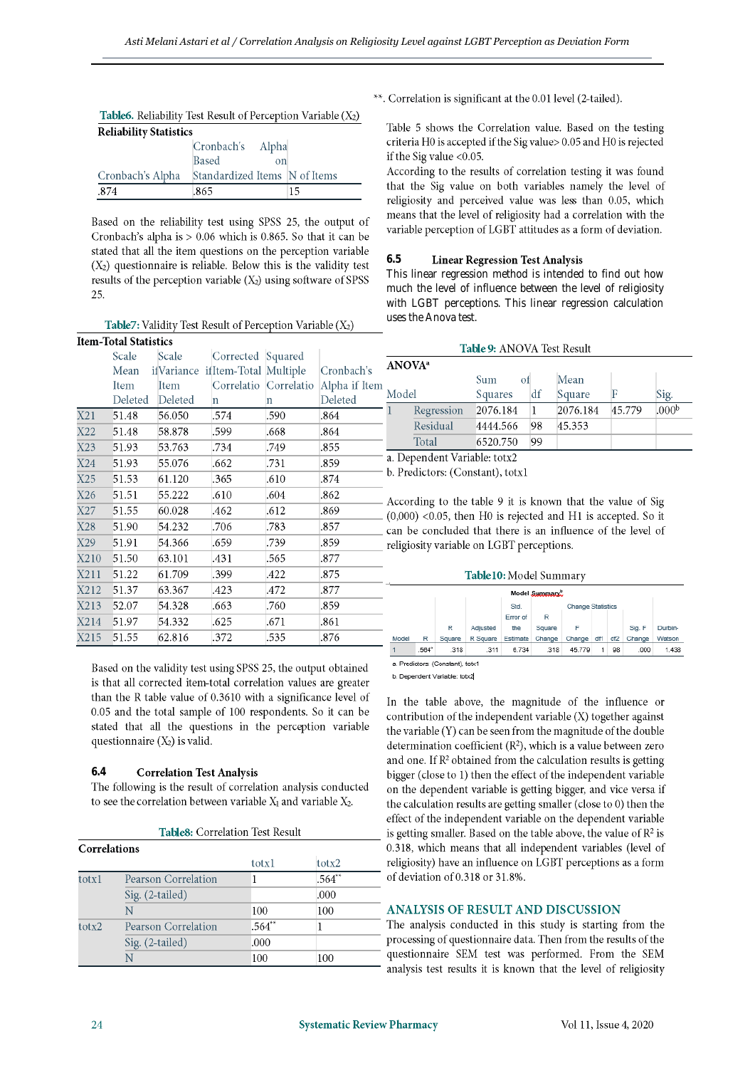**Table6.** Reliability Test Result of Perception Variable ($X_2$)

**Reliability Statistics**

| Cronbach's Alpha | Cronbach's Alpha Based on Standardized Items | N of Items |
|---|---|---|
| .874 | .865 | 15 |

Based on the reliability test using SPSS 25, the output of Cronbach's alpha is > 0.06 which is 0.865. So that it can be stated that all the item questions on the perception variable ($X_2$) questionnaire is reliable. Below this is the validity test results of the perception variable ($X_2$) using software of SPSS 25.

**Table7:** Validity Test Result of Perception Variable ($X_2$)

**Item-Total Statistics**

| | Scale Mean if Item Deleted | Scale Variance if Item Deleted | Corrected Item-Total Correlation | Squared Multiple Correlation | Cronbach's Alpha if Item Deleted |
|---|---|---|---|---|---|
| X21 | 51.48 | 56.050 | .574 | .590 | .864 |
| X22 | 51.48 | 58.878 | .599 | .668 | .864 |
| X23 | 51.93 | 53.763 | .734 | .749 | .855 |
| X24 | 51.93 | 55.076 | .662 | .731 | .859 |
| X25 | 51.53 | 61.120 | .365 | .610 | .874 |
| X26 | 51.51 | 55.222 | .610 | .604 | .862 |
| X27 | 51.55 | 60.028 | .462 | .612 | .869 |
| X28 | 51.90 | 54.232 | .706 | .783 | .857 |
| X29 | 51.91 | 54.366 | .659 | .739 | .859 |
| X210 | 51.50 | 63.101 | .431 | .565 | .877 |
| X211 | 51.22 | 61.709 | .399 | .422 | .875 |
| X212 | 51.37 | 63.367 | .423 | .472 | .877 |
| X213 | 52.07 | 54.328 | .663 | .760 | .859 |
| X214 | 51.97 | 54.332 | .625 | .671 | .861 |
| X215 | 51.55 | 62.816 | .372 | .535 | .876 |

Based on the validity test using SPSS 25, the output obtained is that all corrected item-total correlation values are greater than the R table value of 0.3610 with a significance level of 0.05 and the total sample of 100 respondents. So it can be stated that all the questions in the perception variable questionnaire ($X_2$) is valid.

### 6.4 Correlation Test Analysis

The following is the result of correlation analysis conducted to see the correlation between variable $X_1$ and variable $X_2$.

**Table8:** Correlation Test Result

**Correlations**

| | | totx1 | totx2 |
|---|---|---|---|
| totx1 | Pearson Correlation | 1 | .564** |
| | Sig. (2-tailed) | | .000 |
| | N | 100 | 100 |
| totx2 | Pearson Correlation | .564** | 1 |
| | Sig. (2-tailed) | .000 | |
| | N | 100 | 100 |

**. Correlation is significant at the 0.01 level (2-tailed).

Table 5 shows the Correlation value. Based on the testing criteria H0 is accepted if the Sig value> 0.05 and H0 is rejected if the Sig value <0.05.

According to the results of correlation testing it was found that the Sig value on both variables namely the level of religiosity and perceived value was less than 0.05, which means that the level of religiosity had a correlation with the variable perception of LGBT attitudes as a form of deviation.

### 6.5 Linear Regression Test Analysis

This linear regression method is intended to find out how much the level of influence between the level of religiosity with LGBT perceptions. This linear regression calculation uses the Anova test.

**Table 9:** ANOVA Test Result

**ANOVA**[a]

| Model | | Sum of Squares | df | Mean Square | F | Sig. |
|---|---|---|---|---|---|---|
| 1 | Regression | 2076.184 | 1 | 2076.184 | 45.779 | .000[b] |
| | Residual | 4444.566 | 98 | 45.353 | | |
| | Total | 6520.750 | 99 | | | |

a. Dependent Variable: totx2

b. Predictors: (Constant), totx1

According to the table 9 it is known that the value of Sig (0,000) <0.05, then H0 is rejected and H1 is accepted. So it can be concluded that there is an influence of the level of religiosity variable on LGBT perceptions.

**Table10:** Model Summary

**Model Summary**[b]

| Model | R | R Square | Adjusted R Square | Std. Error of the Estimate | R Square Change | F Change | df1 | df2 | Sig. F Change | Durbin-Watson |
|---|---|---|---|---|---|---|---|---|---|---|
| 1 | .564[a] | .318 | .311 | 6.734 | .318 | 45.779 | 1 | 98 | .000 | 1.438 |

(R Square Change, F Change, df1, df2 and Sig. F Change are grouped under Change Statistics.)

a. Predictors: (Constant), totx1

b. Dependent Variable: totx2

In the table above, the magnitude of the influence or contribution of the independent variable (X) together against the variable (Y) can be seen from the magnitude of the double determination coefficient ($R^2$), which is a value between zero and one. If $R^2$ obtained from the calculation results is getting bigger (close to 1) then the effect of the independent variable on the dependent variable is getting bigger, and vice versa if the calculation results are getting smaller (close to 0) then the effect of the independent variable on the dependent variable is getting smaller. Based on the table above, the value of $R^2$ is 0.318, which means that all independent variables (level of religiosity) have an influence on LGBT perceptions as a form of deviation of 0.318 or 31.8%.

## ANALYSIS OF RESULT AND DISCUSSION

The analysis conducted in this study is starting from the processing of questionnaire data. Then from the results of the questionnaire SEM test was performed. From the SEM analysis test results it is known that the level of religiosity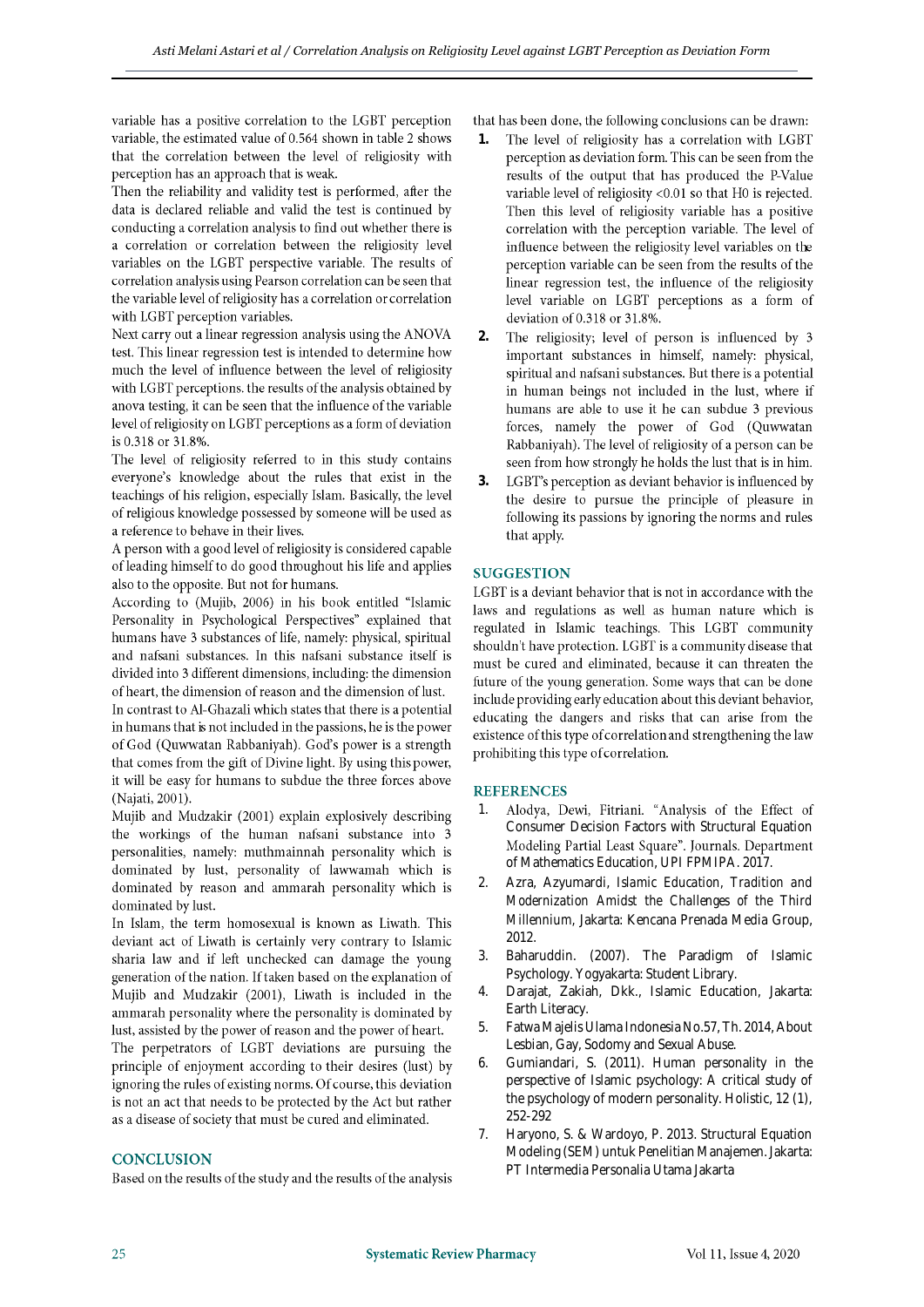variable has a positive correlation to the LGBT perception variable, the estimated value of 0.564 shown in table 2 shows that the correlation between the level of religiosity with perception has an approach that is weak.

Then the reliability and validity test is performed, after the data is declared reliable and valid the test is continued by conducting a correlation analysis to find out whether there is a correlation or correlation between the religiosity level variables on the LGBT perspective variable. The results of correlation analysis using Pearson correlation can be seen that the variable level of religiosity has a correlation or correlation with LGBT perception variables.

Next carry out a linear regression analysis using the ANOVA test. This linear regression test is intended to determine how much the level of influence between the level of religiosity with LGBT perceptions. the results of the analysis obtained by anova testing, it can be seen that the influence of the variable level of religiosity on LGBT perceptions as a form of deviation is 0.318 or 31.8%.

The level of religiosity referred to in this study contains everyone's knowledge about the rules that exist in the teachings of his religion, especially Islam. Basically, the level of religious knowledge possessed by someone will be used as a reference to behave in their lives.

A person with a good level of religiosity is considered capable of leading himself to do good throughout his life and applies also to the opposite. But not for humans.

According to (Mujib, 2006) in his book entitled "Islamic Personality in Psychological Perspectives" explained that humans have 3 substances of life, namely: physical, spiritual and nafsani substances. In this nafsani substance itself is divided into 3 different dimensions, including: the dimension of heart, the dimension of reason and the dimension of lust.

In contrast to Al-Ghazali which states that there is a potential in humans that is not included in the passions, he is the power of God (Quwwatan Rabbaniyah). God's power is a strength that comes from the gift of Divine light. By using this power, it will be easy for humans to subdue the three forces above (Najati, 2001).

Mujib and Mudzakir (2001) explain explosively describing the workings of the human nafsani substance into 3 personalities, namely: muthmainnah personality which is dominated by lust, personality of lawwamah which is dominated by reason and ammarah personality which is dominated by lust.

In Islam, the term homosexual is known as Liwath. This deviant act of Liwath is certainly very contrary to Islamic sharia law and if left unchecked can damage the young generation of the nation. If taken based on the explanation of Mujib and Mudzakir (2001), Liwath is included in the ammarah personality where the personality is dominated by lust, assisted by the power of reason and the power of heart.

The perpetrators of LGBT deviations are pursuing the principle of enjoyment according to their desires (lust) by ignoring the rules of existing norms. Of course, this deviation is not an act that needs to be protected by the Act but rather as a disease of society that must be cured and eliminated.

## CONCLUSION

Based on the results of the study and the results of the analysis that has been done, the following conclusions can be drawn:

1. The level of religiosity has a correlation with LGBT perception as deviation form. This can be seen from the results of the output that has produced the P-Value variable level of religiosity <0.01 so that H0 is rejected. Then this level of religiosity variable has a positive correlation with the perception variable. The level of influence between the religiosity level variables on the perception variable can be seen from the results of the linear regression test, the influence of the religiosity level variable on LGBT perceptions as a form of deviation of 0.318 or 31.8%.
2. The religiosity; level of person is influenced by 3 important substances in himself, namely: physical, spiritual and nafsani substances. But there is a potential in human beings not included in the lust, where if humans are able to use it he can subdue 3 previous forces, namely the power of God (Quwwatan Rabbaniyah). The level of religiosity of a person can be seen from how strongly he holds the lust that is in him.
3. LGBT's perception as deviant behavior is influenced by the desire to pursue the principle of pleasure in following its passions by ignoring the norms and rules that apply.

## SUGGESTION

LGBT is a deviant behavior that is not in accordance with the laws and regulations as well as human nature which is regulated in Islamic teachings. This LGBT community shouldn't have protection. LGBT is a community disease that must be cured and eliminated, because it can threaten the future of the young generation. Some ways that can be done include providing early education about this deviant behavior, educating the dangers and risks that can arise from the existence of this type of correlation and strengthening the law prohibiting this type of correlation.

## REFERENCES

1. Alodya, Dewi, Fitriani. "Analysis of the Effect of Consumer Decision Factors with Structural Equation Modeling Partial Least Square". Journals. Department of Mathematics Education, UPI FPMIPA. 2017.
2. Azra, Azyumardi, Islamic Education, Tradition and Modernization Amidst the Challenges of the Third Millennium, Jakarta: Kencana Prenada Media Group, 2012.
3. Baharuddin. (2007). The Paradigm of Islamic Psychology. Yogyakarta: Student Library.
4. Darajat, Zakiah, Dkk., Islamic Education, Jakarta: Earth Literacy.
5. Fatwa Majelis Ulama Indonesia No.57, Th. 2014, About Lesbian, Gay, Sodomy and Sexual Abuse.
6. Gumiandari, S. (2011). Human personality in the perspective of Islamic psychology: A critical study of the psychology of modern personality. Holistic, 12 (1), 252-292
7. Haryono, S. & Wardoyo, P. 2013. Structural Equation Modeling (SEM) untuk Penelitian Manajemen. Jakarta: PT Intermedia Personalia Utama Jakarta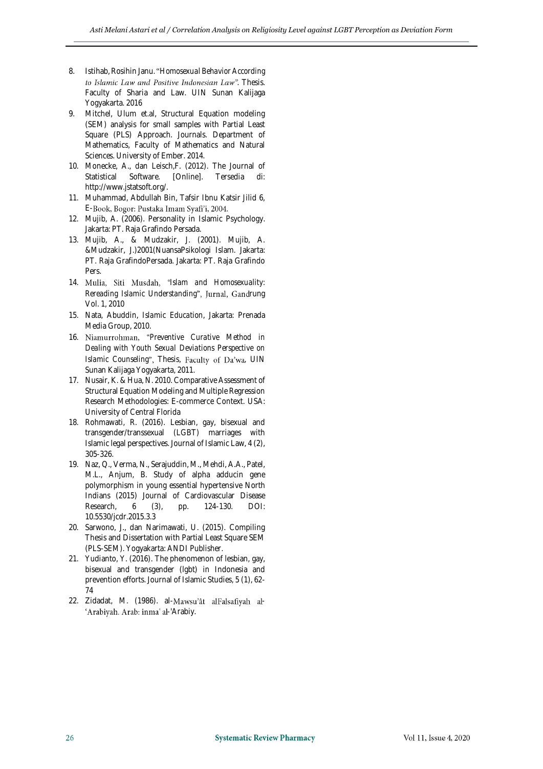8. Istihab, Rosihin Janu. "*Homosexual Behavior According to Islamic Law and Positive Indonesian Law*". Thesis. Faculty of Sharia and Law. UIN Sunan Kalijaga Yogyakarta. 2016
9. Mitchel, Ulum et.al, Structural Equation modeling (SEM) analysis for small samples with Partial Least Square (PLS) Approach. Journals. Department of Mathematics, Faculty of Mathematics and Natural Sciences. University of Ember. 2014.
10. Monecke, A., dan Leisch,F. (2012). The Journal of Statistical Software. [Online]. Tersedia di: http://www.jstatsoft.org/.
11. Muhammad, Abdullah Bin, Tafsir Ibnu Katsir Jilid 6, E-Book, Bogor: Pustaka Imam Syafi'i, 2004.
12. Mujib, A. (2006). Personality in Islamic Psychology. Jakarta: PT. Raja Grafindo Persada.
13. Mujib, A., & Mudzakir, J. (2001). Mujib, A. &Mudzakir, J.)2001(NuansaPsikologi Islam. Jakarta: PT. Raja GrafindoPersada. Jakarta: PT. Raja Grafindo Pers.
14. Mulia, Siti Musdah, "*Islam and Homosexuality: Rereading Islamic Understanding*", Jurnal, Gandrung Vol. 1, 2010
15. Nata, Abuddin, *Islamic Education*, Jakarta: Prenada Media Group, 2010.
16. Niamurrohman, "*Preventive Curative Method in Dealing with Youth Sexual Deviations Perspective on Islamic Counseling*", Thesis, Faculty of Da'wa, UIN Sunan Kalijaga Yogyakarta, 2011.
17. Nusair, K. & Hua, N. 2010. Comparative Assessment of Structural Equation Modeling and Multiple Regression Research Methodologies: E-commerce Context. USA: University of Central Florida
18. Rohmawati, R. (2016). Lesbian, gay, bisexual and transgender/transsexual (LGBT) marriages with Islamic legal perspectives. Journal of Islamic Law, 4 (2), 305-326.
19. Naz, Q., Verma, N., Serajuddin, M., Mehdi, A.A., Patel, M.L., Anjum, B. Study of alpha adducin gene polymorphism in young essential hypertensive North Indians (2015) Journal of Cardiovascular Disease Research, 6 (3), pp. 124-130. DOI: 10.5530/jcdr.2015.3.3
20. Sarwono, J., dan Narimawati, U. (2015). Compiling Thesis and Dissertation with Partial Least Square SEM (PLS-SEM). Yogyakarta: ANDI Publisher.
21. Yudianto, Y. (2016). The phenomenon of lesbian, gay, bisexual and transgender (lgbt) in Indonesia and prevention efforts. Journal of Islamic Studies, 5 (1), 62-74
22. Zidadat, M. (1986). al-Mawsu'ât alFalsafiyah al-'Arabiyah. Arab: inma' al-'Arabiy.